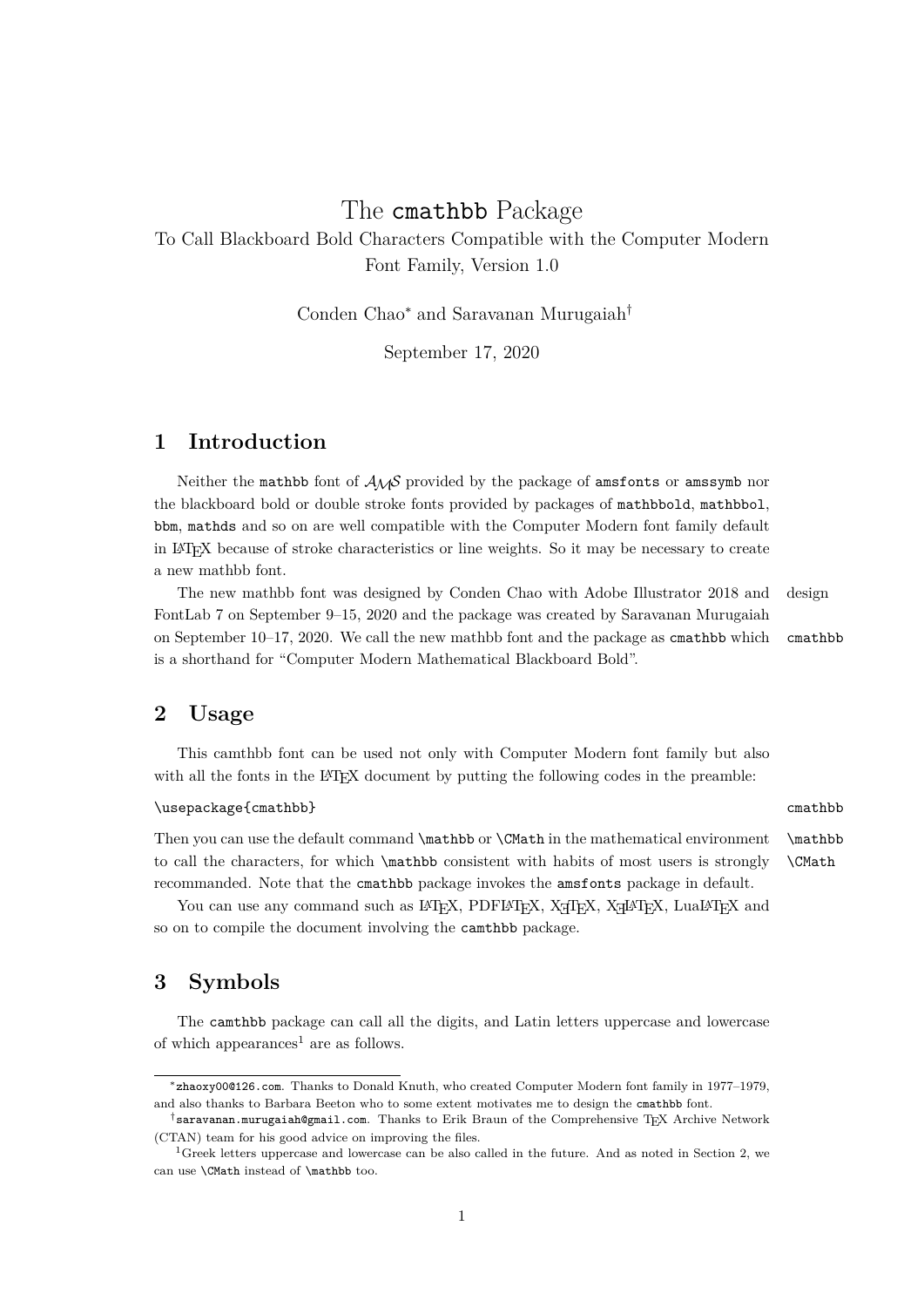# The `cmathbb` Package

To Call Blackboard Bold Characters Compatible with the Computer Modern Font Family, Version 1.0

Conden Chao* and Saravanan Murugaiah†

September 17, 2020

## 1 Introduction

Neither the `mathbb` font of $\mathcal{AMS}$ provided by the package of `amsfonts` or `amssymb` nor the blackboard bold or double stroke fonts provided by packages of `mathbbold`, `mathbbol`, `bbm`, `mathds` and so on are well compatible with the Computer Modern font family default in LaTeX because of stroke characteristics or line weights. So it may be necessary to create a new mathbb font.

The new mathbb font was designed by Conden Chao with Adobe Illustrator 2018 and FontLab 7 on September 9–15, 2020 and the package was created by Saravanan Murugaiah on September 10–17, 2020. We call the new mathbb font and the package as `cmathbb` which is a shorthand for "Computer Modern Mathematical Blackboard Bold".

design

`cmathbb`

## 2 Usage

This camthbb font can be used not only with Computer Modern font family but also with all the fonts in the LaTeX document by putting the following codes in the preamble:

```
\usepackage{cmathbb}
```

`cmathbb`

Then you can use the default command `\mathbb` or `\CMath` in the mathematical environment to call the characters, for which `\mathbb` consistent with habits of most users is strongly recommanded. Note that the `cmathbb` package invokes the `amsfonts` package in default.

`\mathbb`
`\CMath`

You can use any command such as LaTeX, PDFLaTeX, XeTeX, XeLaTeX, LuaLaTeX and so on to compile the document involving the `camthbb` package.

## 3 Symbols

The `camthbb` package can call all the digits, and Latin letters uppercase and lowercase of which appearances[1] are as follows.

---

* `zhaoxy00@126.com`. Thanks to Donald Knuth, who created Computer Modern font family in 1977–1979, and also thanks to Barbara Beeton who to some extent motivates me to design the `cmathbb` font.

† `saravanan.murugaiah@gmail.com`. Thanks to Erik Braun of the Comprehensive TeX Archive Network (CTAN) team for his good advice on improving the files.

[1] Greek letters uppercase and lowercase can be also called in the future. And as noted in Section 2, we can use `\CMath` instead of `\mathbb` too.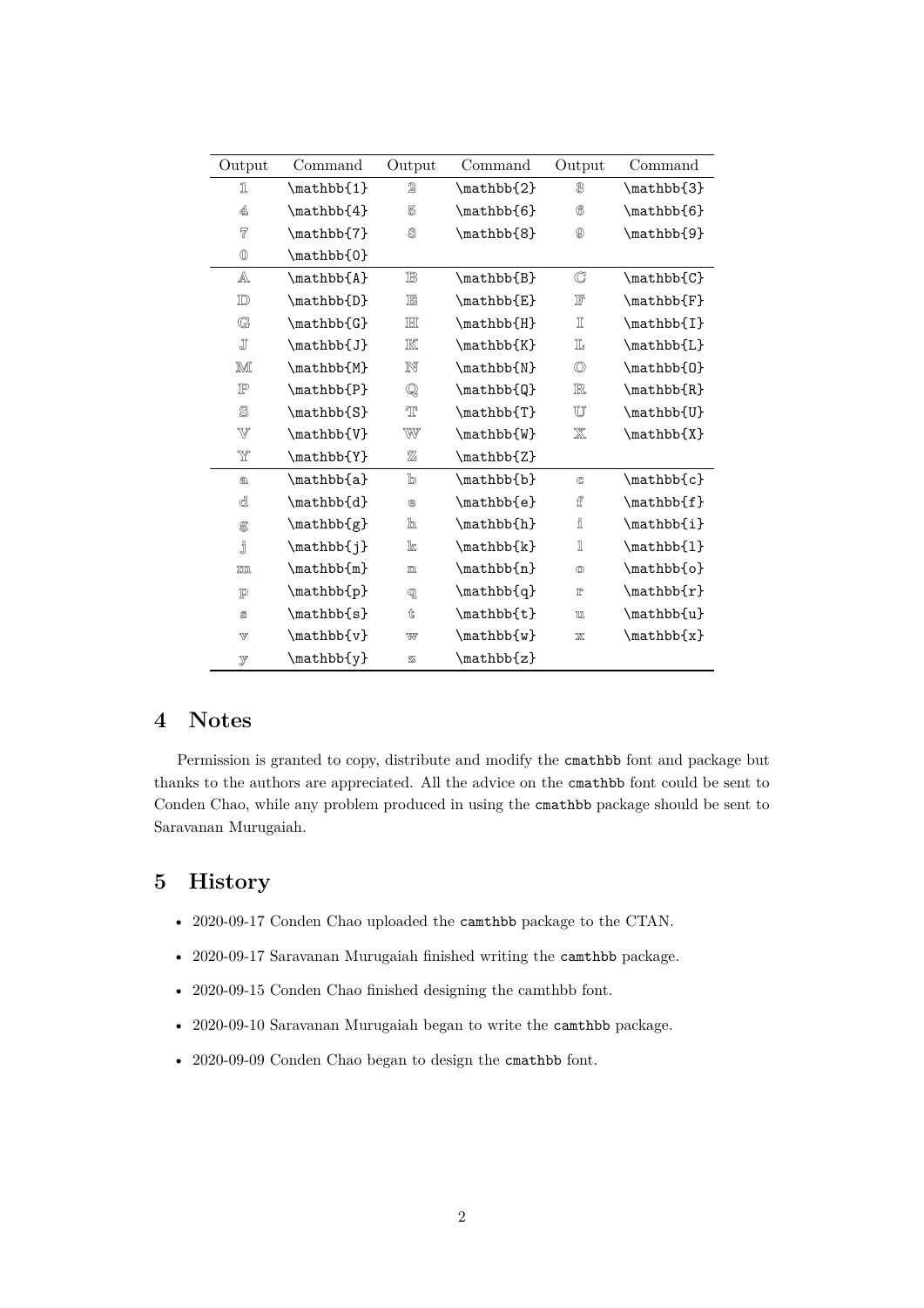| Output | Command | Output | Command | Output | Command |
|---|---|---|---|---|---|
| $\mathbb{1}$ | \mathbb{1} | $\mathbb{2}$ | \mathbb{2} | $\mathbb{3}$ | \mathbb{3} |
| $\mathbb{4}$ | \mathbb{4} | $\mathbb{5}$ | \mathbb{6} | $\mathbb{6}$ | \mathbb{6} |
| $\mathbb{7}$ | \mathbb{7} | $\mathbb{8}$ | \mathbb{8} | $\mathbb{9}$ | \mathbb{9} |
| $\mathbb{0}$ | \mathbb{0} | | | | |
| $\mathbb{A}$ | \mathbb{A} | $\mathbb{B}$ | \mathbb{B} | $\mathbb{C}$ | \mathbb{C} |
| $\mathbb{D}$ | \mathbb{D} | $\mathbb{E}$ | \mathbb{E} | $\mathbb{F}$ | \mathbb{F} |
| $\mathbb{G}$ | \mathbb{G} | $\mathbb{H}$ | \mathbb{H} | $\mathbb{I}$ | \mathbb{I} |
| $\mathbb{J}$ | \mathbb{J} | $\mathbb{K}$ | \mathbb{K} | $\mathbb{L}$ | \mathbb{L} |
| $\mathbb{M}$ | \mathbb{M} | $\mathbb{N}$ | \mathbb{N} | $\mathbb{O}$ | \mathbb{O} |
| $\mathbb{P}$ | \mathbb{P} | $\mathbb{Q}$ | \mathbb{Q} | $\mathbb{R}$ | \mathbb{R} |
| $\mathbb{S}$ | \mathbb{S} | $\mathbb{T}$ | \mathbb{T} | $\mathbb{U}$ | \mathbb{U} |
| $\mathbb{V}$ | \mathbb{V} | $\mathbb{W}$ | \mathbb{W} | $\mathbb{X}$ | \mathbb{X} |
| $\mathbb{Y}$ | \mathbb{Y} | $\mathbb{Z}$ | \mathbb{Z} | | |
| $\mathbb{a}$ | \mathbb{a} | $\mathbb{b}$ | \mathbb{b} | $\mathbb{c}$ | \mathbb{c} |
| $\mathbb{d}$ | \mathbb{d} | $\mathbb{e}$ | \mathbb{e} | $\mathbb{f}$ | \mathbb{f} |
| $\mathbb{g}$ | \mathbb{g} | $\mathbb{h}$ | \mathbb{h} | $\mathbb{i}$ | \mathbb{i} |
| $\mathbb{j}$ | \mathbb{j} | $\mathbb{k}$ | \mathbb{k} | $\mathbb{l}$ | \mathbb{l} |
| $\mathbb{m}$ | \mathbb{m} | $\mathbb{n}$ | \mathbb{n} | $\mathbb{o}$ | \mathbb{o} |
| $\mathbb{p}$ | \mathbb{p} | $\mathbb{q}$ | \mathbb{q} | $\mathbb{r}$ | \mathbb{r} |
| $\mathbb{s}$ | \mathbb{s} | $\mathbb{t}$ | \mathbb{t} | $\mathbb{u}$ | \mathbb{u} |
| $\mathbb{v}$ | \mathbb{v} | $\mathbb{w}$ | \mathbb{w} | $\mathbb{x}$ | \mathbb{x} |
| $\mathbb{y}$ | \mathbb{y} | $\mathbb{z}$ | \mathbb{z} | | |

## 4 Notes

Permission is granted to copy, distribute and modify the cmathbb font and package but thanks to the authors are appreciated. All the advice on the cmathbb font could be sent to Conden Chao, while any problem produced in using the cmathbb package should be sent to Saravanan Murugaiah.

## 5 History

- 2020-09-17 Conden Chao uploaded the camthbb package to the CTAN.
- 2020-09-17 Saravanan Murugaiah finished writing the camthbb package.
- 2020-09-15 Conden Chao finished designing the camthbb font.
- 2020-09-10 Saravanan Murugaiah began to write the camthbb package.
- 2020-09-09 Conden Chao began to design the cmathbb font.